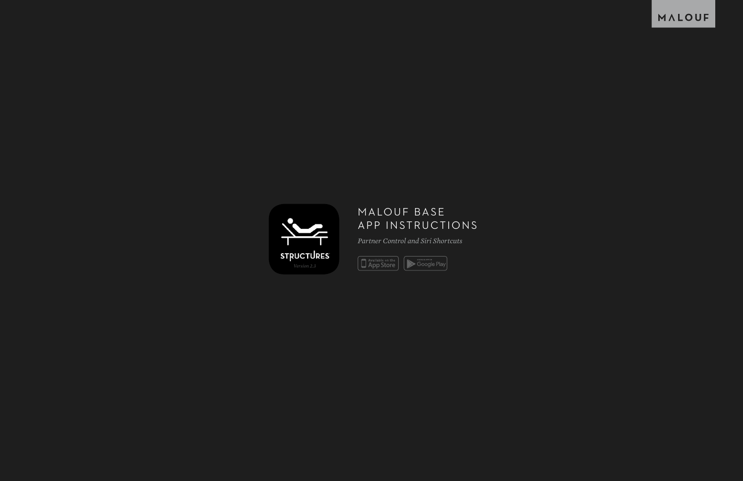# MALOUF BASE APP INSTRUCTIONS

*Partner Control and Siri Shortcuts*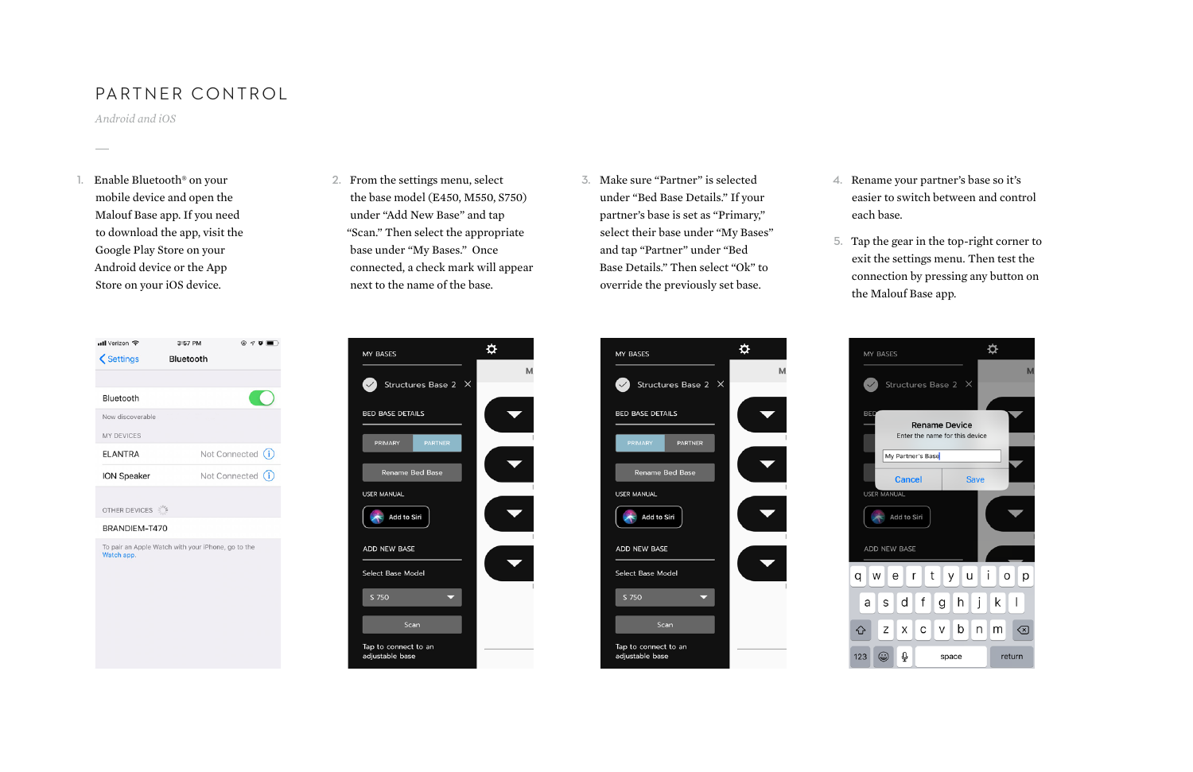# PARTNER CONTROL

*Android and iOS*

1. Enable Bluetooth® on your mobile device and open the Malouf Base app. If you need to download the app, visit the Google Play Store on your Android device or the App Store on your iOS device.

2. From the settings menu, select the base model (E450, M550, S750) under “Add New Base” and tap “Scan.” Then select the appropriate base under “My Bases.” Once connected, a check mark will appear next to the name of the base.

3. Make sure “Partner” is selected under “Bed Base Details.” If your partner’s base is set as “Primary,” select their base under “My Bases” and tap “Partner” under “Bed Base Details.” Then select “Ok” to override the previously set base.

4. Rename your partner’s base so it’s easier to switch between and control each base.

5. Tap the gear in the top-right corner to exit the settings menu. Then test the connection by pressing any button on the Malouf Base app.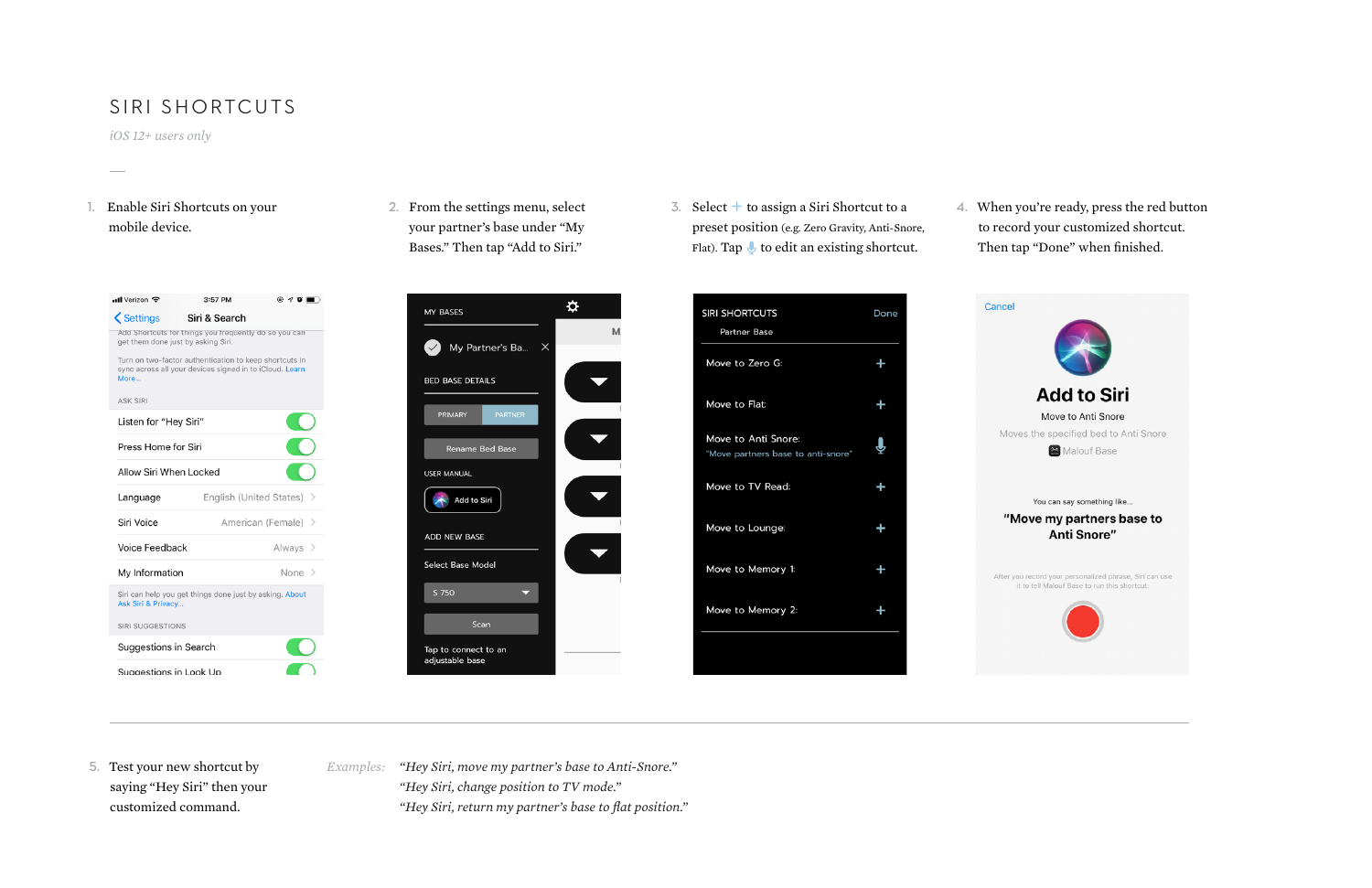# SIRI SHORTCUTS

*iOS 12+ users only*

1. Enable Siri Shortcuts on your mobile device.

2. From the settings menu, select your partner's base under "My Bases." Then tap "Add to Siri."

3. Select + to assign a Siri Shortcut to a preset position (e.g. Zero Gravity, Anti-Snore, Flat). Tap 🎙 to edit an existing shortcut.

4. When you're ready, press the red button to record your customized shortcut. Then tap "Done" when finished.

5. Test your new shortcut by saying "Hey Siri" then your customized command.

*Examples:*
*"Hey Siri, move my partner's base to Anti-Snore."*
*"Hey Siri, change position to TV mode."*
*"Hey Siri, return my partner's base to flat position."*